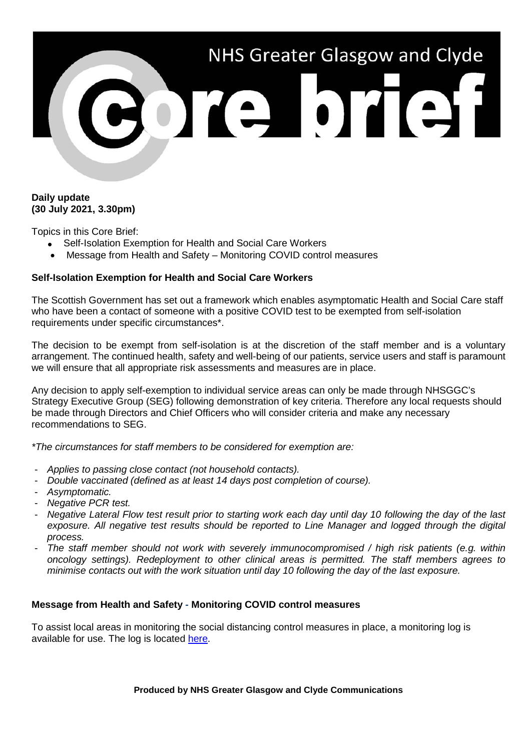# NHS Greater Glasgow and Clyde

# Core brief

**Daily update**
**(30 July 2021, 3.30pm)**

Topics in this Core Brief:

- Self-Isolation Exemption for Health and Social Care Workers
- Message from Health and Safety – Monitoring COVID control measures

## Self-Isolation Exemption for Health and Social Care Workers

The Scottish Government has set out a framework which enables asymptomatic Health and Social Care staff who have been a contact of someone with a positive COVID test to be exempted from self-isolation requirements under specific circumstances*.

The decision to be exempt from self-isolation is at the discretion of the staff member and is a voluntary arrangement. The continued health, safety and well-being of our patients, service users and staff is paramount we will ensure that all appropriate risk assessments and measures are in place.

Any decision to apply self-exemption to individual service areas can only be made through NHSGGC's Strategy Executive Group (SEG) following demonstration of key criteria. Therefore any local requests should be made through Directors and Chief Officers who will consider criteria and make any necessary recommendations to SEG.

*\*The circumstances for staff members to be considered for exemption are:*

- *Applies to passing close contact (not household contacts).*
- *Double vaccinated (defined as at least 14 days post completion of course).*
- *Asymptomatic.*
- *Negative PCR test.*
- *Negative Lateral Flow test result prior to starting work each day until day 10 following the day of the last exposure. All negative test results should be reported to Line Manager and logged through the digital process.*
- *The staff member should not work with severely immunocompromised / high risk patients (e.g. within oncology settings). Redeployment to other clinical areas is permitted. The staff members agrees to minimise contacts out with the work situation until day 10 following the day of the last exposure.*

## Message from Health and Safety - Monitoring COVID control measures

To assist local areas in monitoring the social distancing control measures in place, a monitoring log is available for use. The log is located here.

**Produced by NHS Greater Glasgow and Clyde Communications**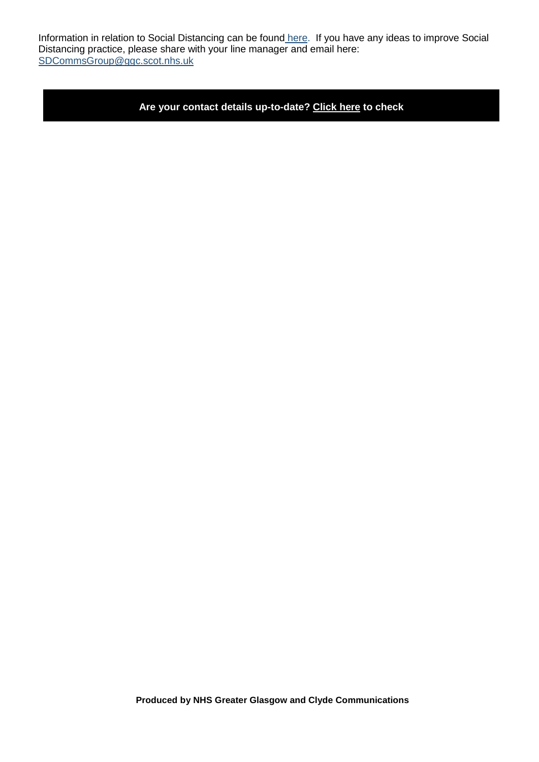Information in relation to Social Distancing can be found here. If you have any ideas to improve Social Distancing practice, please share with your line manager and email here: SDCommsGroup@ggc.scot.nhs.uk

**Are your contact details up-to-date? Click here to check**

**Produced by NHS Greater Glasgow and Clyde Communications**